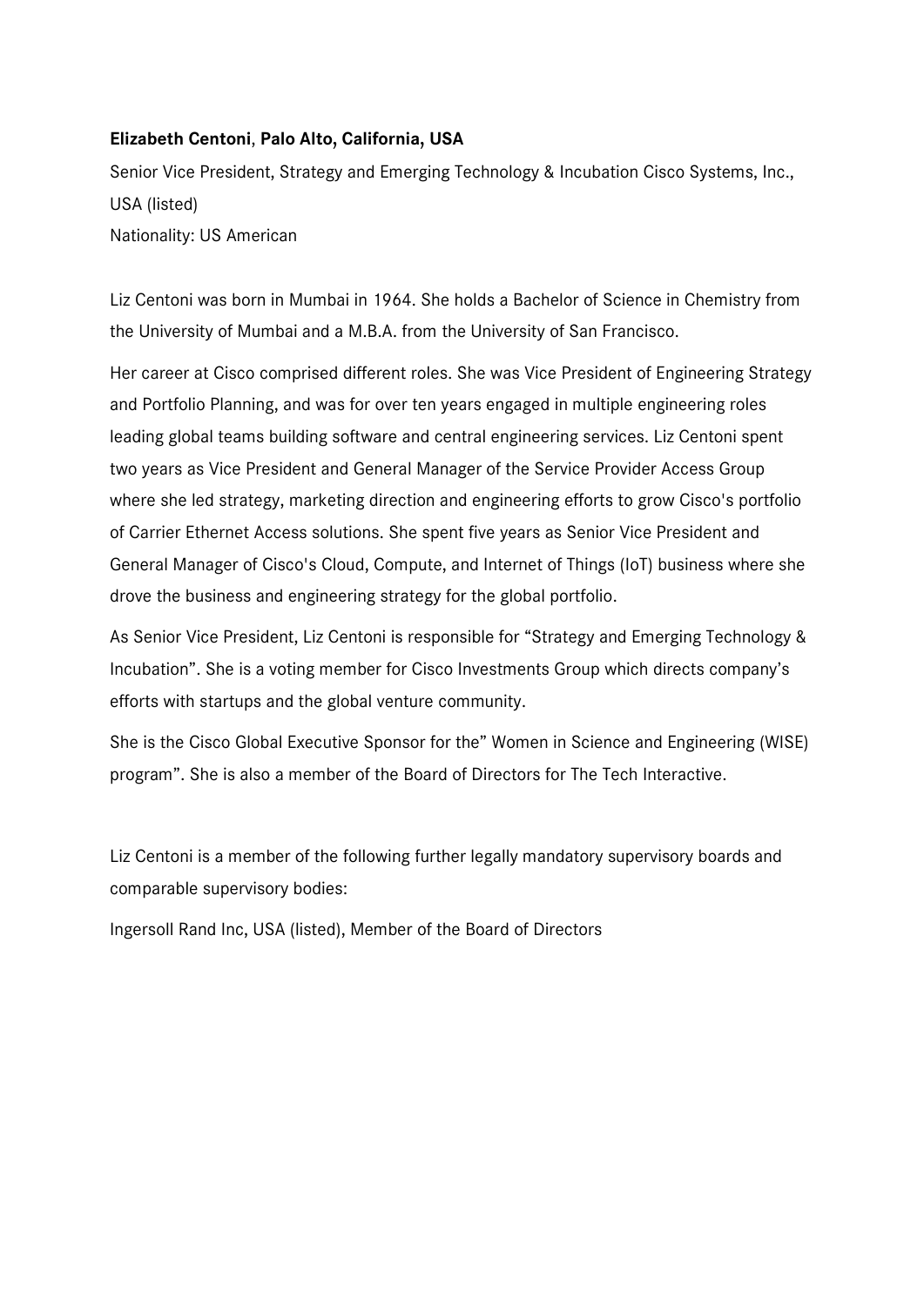**Elizabeth Centoni, Palo Alto, California, USA**

Senior Vice President, Strategy and Emerging Technology & Incubation Cisco Systems, Inc., USA (listed)

Nationality: US American

Liz Centoni was born in Mumbai in 1964. She holds a Bachelor of Science in Chemistry from the University of Mumbai and a M.B.A. from the University of San Francisco.

Her career at Cisco comprised different roles. She was Vice President of Engineering Strategy and Portfolio Planning, and was for over ten years engaged in multiple engineering roles leading global teams building software and central engineering services. Liz Centoni spent two years as Vice President and General Manager of the Service Provider Access Group where she led strategy, marketing direction and engineering efforts to grow Cisco's portfolio of Carrier Ethernet Access solutions. She spent five years as Senior Vice President and General Manager of Cisco's Cloud, Compute, and Internet of Things (IoT) business where she drove the business and engineering strategy for the global portfolio.

As Senior Vice President, Liz Centoni is responsible for "Strategy and Emerging Technology & Incubation". She is a voting member for Cisco Investments Group which directs company's efforts with startups and the global venture community.

She is the Cisco Global Executive Sponsor for the" Women in Science and Engineering (WISE) program". She is also a member of the Board of Directors for The Tech Interactive.

Liz Centoni is a member of the following further legally mandatory supervisory boards and comparable supervisory bodies:

Ingersoll Rand Inc, USA (listed), Member of the Board of Directors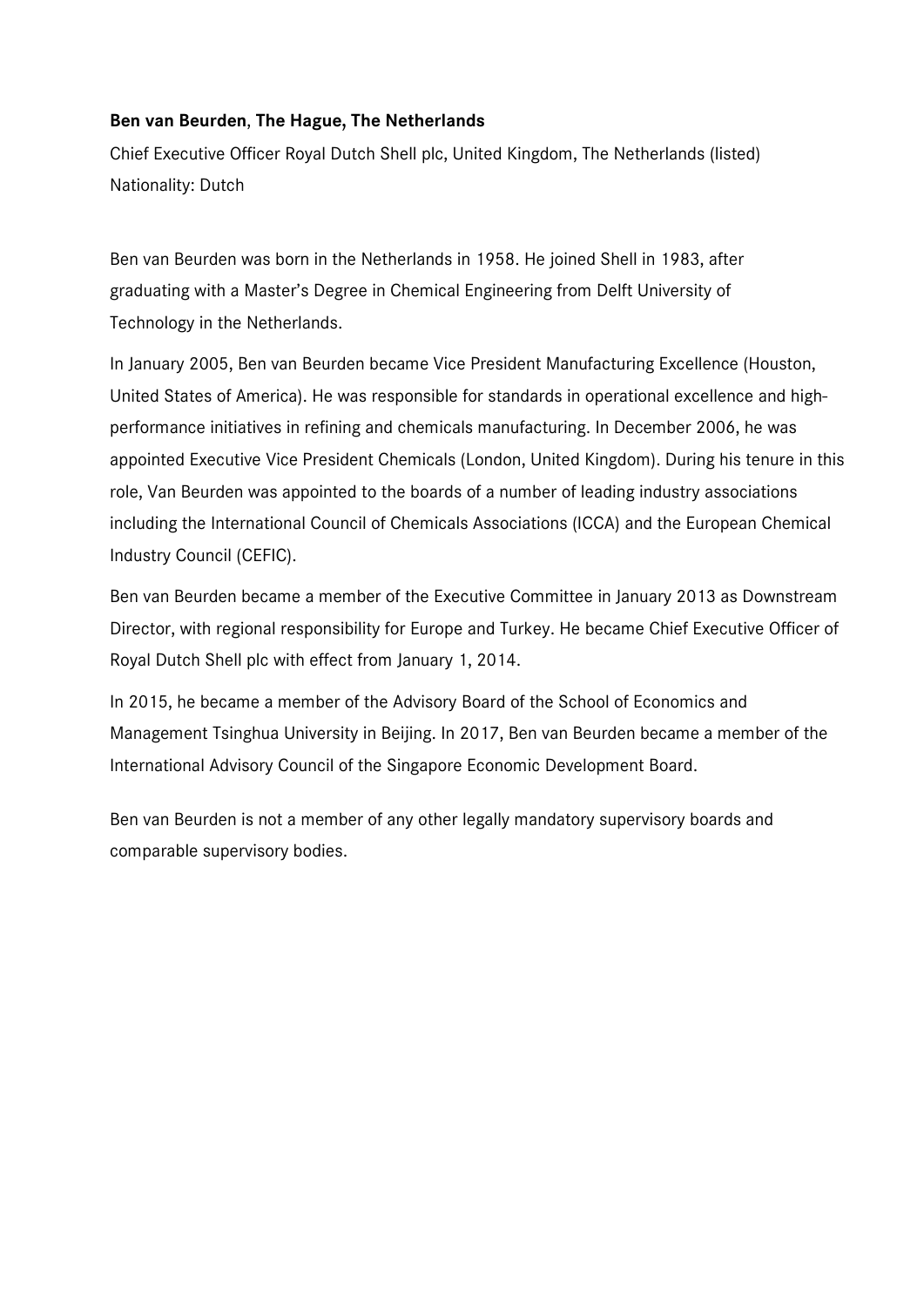**Ben van Beurden**, **The Hague, The Netherlands**

Chief Executive Officer Royal Dutch Shell plc, United Kingdom, The Netherlands (listed)
Nationality: Dutch

Ben van Beurden was born in the Netherlands in 1958. He joined Shell in 1983, after graduating with a Master's Degree in Chemical Engineering from Delft University of Technology in the Netherlands.

In January 2005, Ben van Beurden became Vice President Manufacturing Excellence (Houston, United States of America). He was responsible for standards in operational excellence and high-performance initiatives in refining and chemicals manufacturing. In December 2006, he was appointed Executive Vice President Chemicals (London, United Kingdom). During his tenure in this role, Van Beurden was appointed to the boards of a number of leading industry associations including the International Council of Chemicals Associations (ICCA) and the European Chemical Industry Council (CEFIC).

Ben van Beurden became a member of the Executive Committee in January 2013 as Downstream Director, with regional responsibility for Europe and Turkey. He became Chief Executive Officer of Royal Dutch Shell plc with effect from January 1, 2014.

In 2015, he became a member of the Advisory Board of the School of Economics and Management Tsinghua University in Beijing. In 2017, Ben van Beurden became a member of the International Advisory Council of the Singapore Economic Development Board.

Ben van Beurden is not a member of any other legally mandatory supervisory boards and comparable supervisory bodies.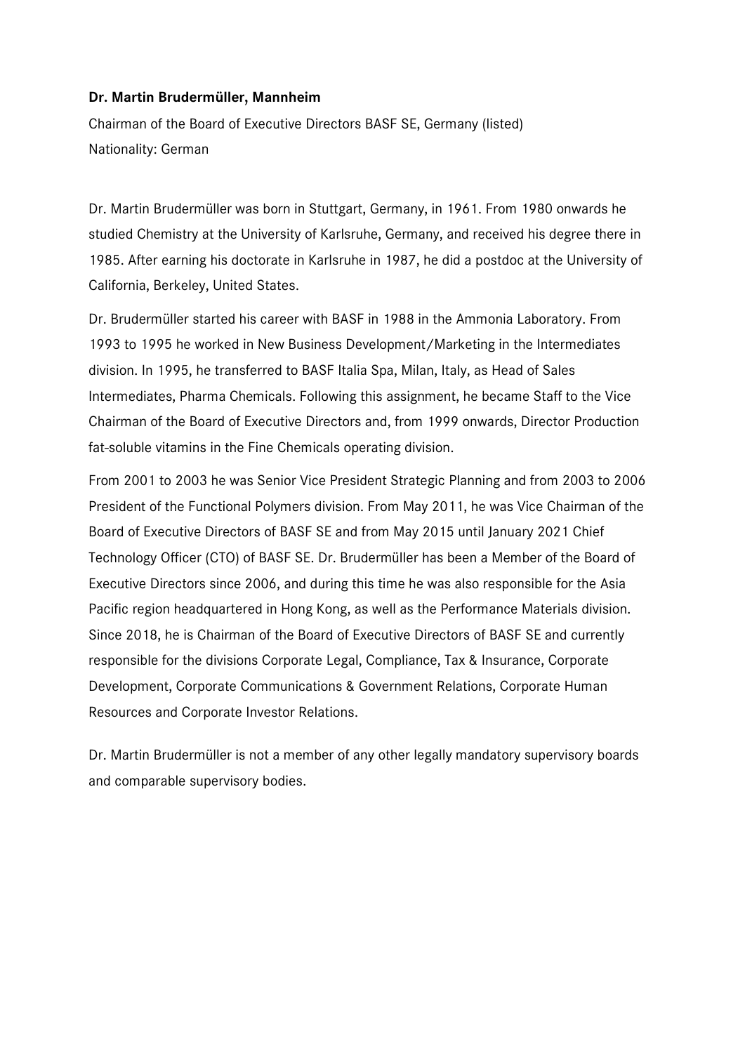**Dr. Martin Brudermüller, Mannheim**

Chairman of the Board of Executive Directors BASF SE, Germany (listed)
Nationality: German

Dr. Martin Brudermüller was born in Stuttgart, Germany, in 1961. From 1980 onwards he studied Chemistry at the University of Karlsruhe, Germany, and received his degree there in 1985. After earning his doctorate in Karlsruhe in 1987, he did a postdoc at the University of California, Berkeley, United States.

Dr. Brudermüller started his career with BASF in 1988 in the Ammonia Laboratory. From 1993 to 1995 he worked in New Business Development/Marketing in the Intermediates division. In 1995, he transferred to BASF Italia Spa, Milan, Italy, as Head of Sales Intermediates, Pharma Chemicals. Following this assignment, he became Staff to the Vice Chairman of the Board of Executive Directors and, from 1999 onwards, Director Production fat-soluble vitamins in the Fine Chemicals operating division.

From 2001 to 2003 he was Senior Vice President Strategic Planning and from 2003 to 2006 President of the Functional Polymers division. From May 2011, he was Vice Chairman of the Board of Executive Directors of BASF SE and from May 2015 until January 2021 Chief Technology Officer (CTO) of BASF SE. Dr. Brudermüller has been a Member of the Board of Executive Directors since 2006, and during this time he was also responsible for the Asia Pacific region headquartered in Hong Kong, as well as the Performance Materials division. Since 2018, he is Chairman of the Board of Executive Directors of BASF SE and currently responsible for the divisions Corporate Legal, Compliance, Tax & Insurance, Corporate Development, Corporate Communications & Government Relations, Corporate Human Resources and Corporate Investor Relations.

Dr. Martin Brudermüller is not a member of any other legally mandatory supervisory boards and comparable supervisory bodies.